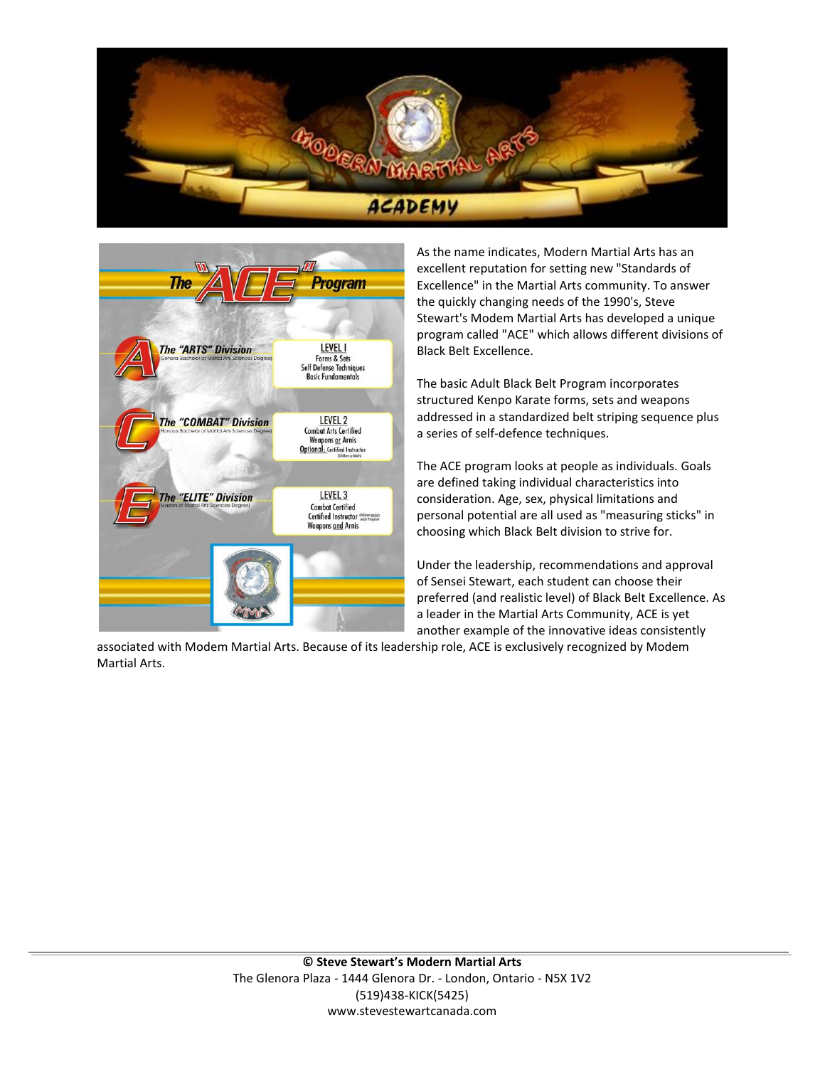# MODERN MARTIAL ARTS ACADEMY

## The "ACE" Program

**The "ARTS" Division** (General Bachelor of Martial Arts Sciences Degree)
LEVEL I
Forms & Sets
Self Defense Techniques
Basic Fundamentals

**The "COMBAT" Division** (Honours Bachelor of Martial Arts Sciences Degree)
LEVEL 2
Combat Arts Certified
Weapons or Arnis
Optional: Certified Instructor (Children or Adults)

**The "ELITE" Division** (Masters of Martial Arts Sciences Degree)
LEVEL 3
Combat Certified
Certified Instructor (Children and/or Adult Program)
Weapons and Arnis

As the name indicates, Modern Martial Arts has an excellent reputation for setting new "Standards of Excellence" in the Martial Arts community. To answer the quickly changing needs of the 1990's, Steve Stewart's Modem Martial Arts has developed a unique program called "ACE" which allows different divisions of Black Belt Excellence.

The basic Adult Black Belt Program incorporates structured Kenpo Karate forms, sets and weapons addressed in a standardized belt striping sequence plus a series of self-defence techniques.

The ACE program looks at people as individuals. Goals are defined taking individual characteristics into consideration. Age, sex, physical limitations and personal potential are all used as "measuring sticks" in choosing which Black Belt division to strive for.

Under the leadership, recommendations and approval of Sensei Stewart, each student can choose their preferred (and realistic level) of Black Belt Excellence. As a leader in the Martial Arts Community, ACE is yet another example of the innovative ideas consistently associated with Modem Martial Arts. Because of its leadership role, ACE is exclusively recognized by Modem Martial Arts.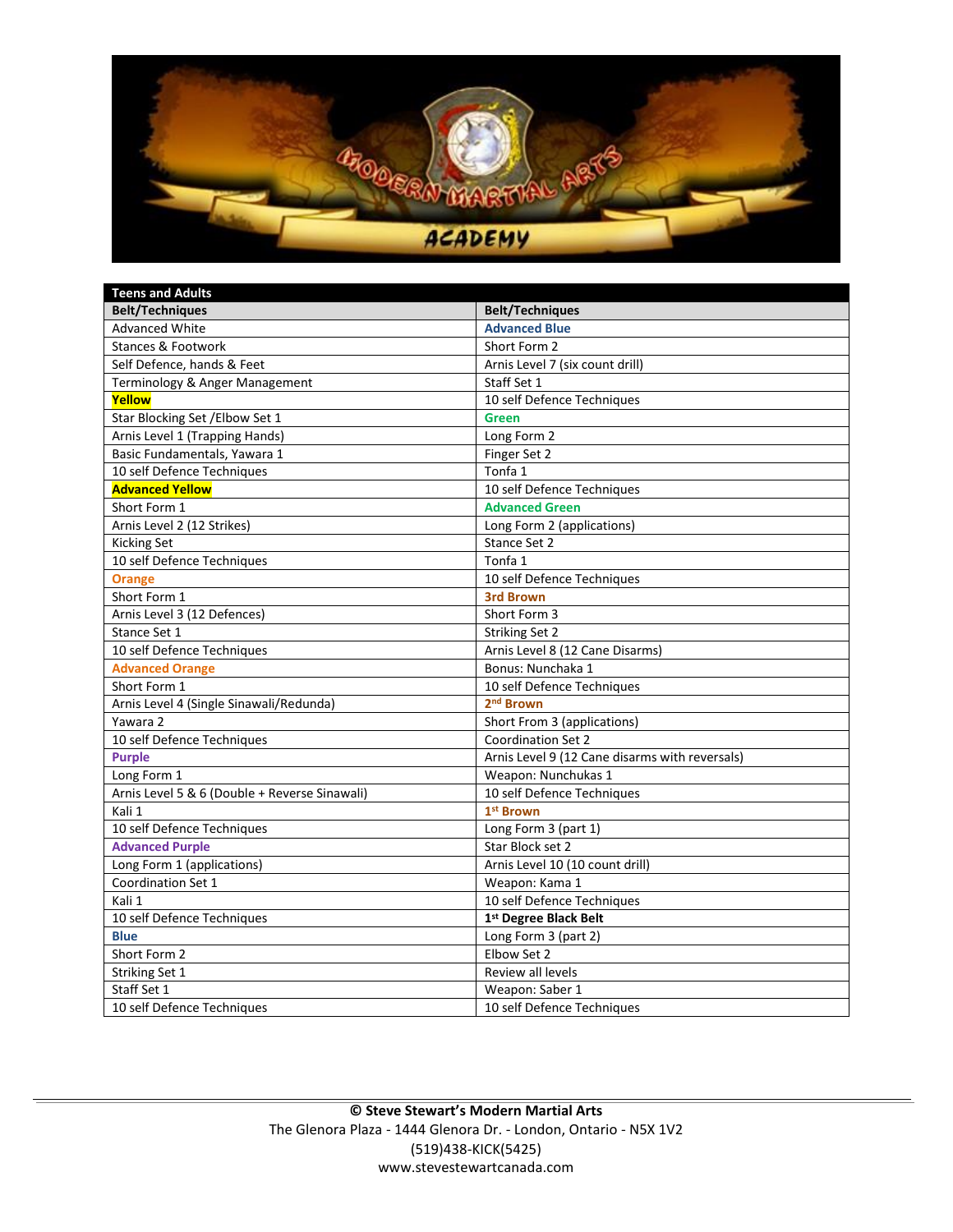| Teens and Adults | |
|---|---|
| **Belt/Techniques** | **Belt/Techniques** |
| Advanced White | **Advanced Blue** |
| Stances & Footwork | Short Form 2 |
| Self Defence, hands & Feet | Arnis Level 7 (six count drill) |
| Terminology & Anger Management | Staff Set 1 |
| **Yellow** | 10 self Defence Techniques |
| Star Blocking Set /Elbow Set 1 | **Green** |
| Arnis Level 1 (Trapping Hands) | Long Form 2 |
| Basic Fundamentals, Yawara 1 | Finger Set 2 |
| 10 self Defence Techniques | Tonfa 1 |
| **Advanced Yellow** | 10 self Defence Techniques |
| Short Form 1 | **Advanced Green** |
| Arnis Level 2 (12 Strikes) | Long Form 2 (applications) |
| Kicking Set | Stance Set 2 |
| 10 self Defence Techniques | Tonfa 1 |
| **Orange** | 10 self Defence Techniques |
| Short Form 1 | **3rd Brown** |
| Arnis Level 3 (12 Defences) | Short Form 3 |
| Stance Set 1 | Striking Set 2 |
| 10 self Defence Techniques | Arnis Level 8 (12 Cane Disarms) |
| **Advanced Orange** | Bonus: Nunchaka 1 |
| Short Form 1 | 10 self Defence Techniques |
| Arnis Level 4 (Single Sinawali/Redunda) | **2nd Brown** |
| Yawara 2 | Short From 3 (applications) |
| 10 self Defence Techniques | Coordination Set 2 |
| **Purple** | Arnis Level 9 (12 Cane disarms with reversals) |
| Long Form 1 | Weapon: Nunchukas 1 |
| Arnis Level 5 & 6 (Double + Reverse Sinawali) | 10 self Defence Techniques |
| Kali 1 | **1st Brown** |
| 10 self Defence Techniques | Long Form 3 (part 1) |
| **Advanced Purple** | Star Block set 2 |
| Long Form 1 (applications) | Arnis Level 10 (10 count drill) |
| Coordination Set 1 | Weapon: Kama 1 |
| Kali 1 | 10 self Defence Techniques |
| 10 self Defence Techniques | **1st Degree Black Belt** |
| **Blue** | Long Form 3 (part 2) |
| Short Form 2 | Elbow Set 2 |
| Striking Set 1 | Review all levels |
| Staff Set 1 | Weapon: Saber 1 |
| 10 self Defence Techniques | 10 self Defence Techniques |

**© Steve Stewart's Modern Martial Arts**
The Glenora Plaza - 1444 Glenora Dr. - London, Ontario - N5X 1V2
(519)438-KICK(5425)
www.stevestewartcanada.com